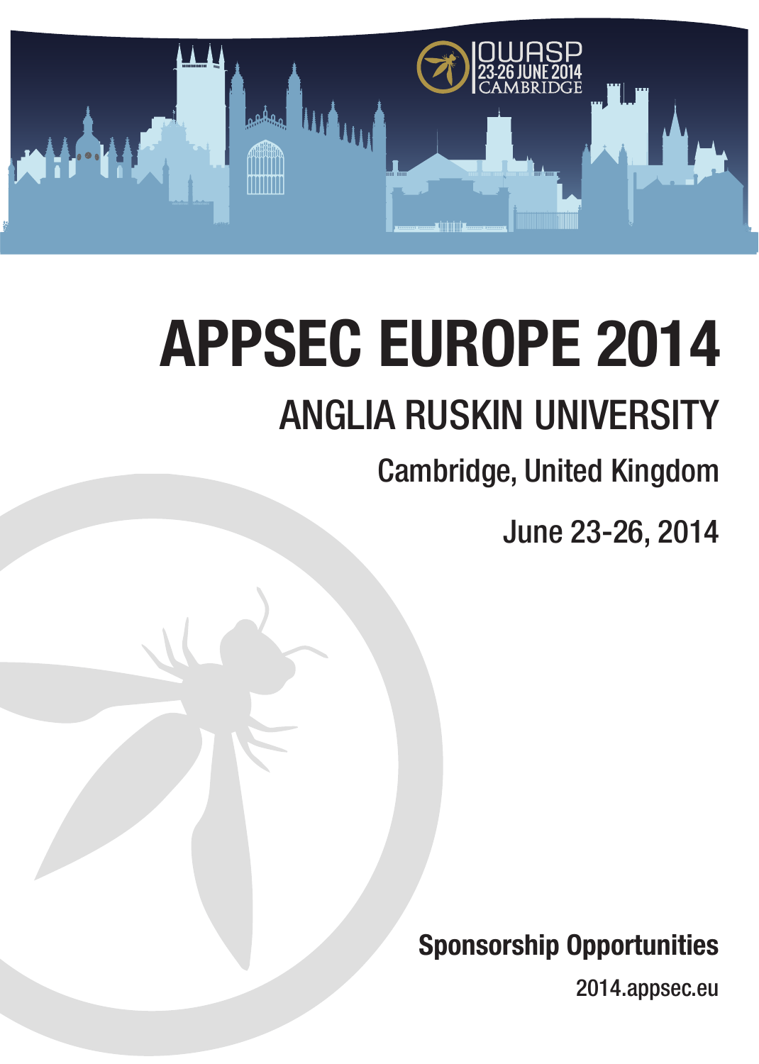OWASP
23-26 JUNE 2014
CAMBRIDGE

# APPSEC EUROPE 2014

## ANGLIA RUSKIN UNIVERSITY

### Cambridge, United Kingdom

### June 23-26, 2014

**Sponsorship Opportunities**

2014.appsec.eu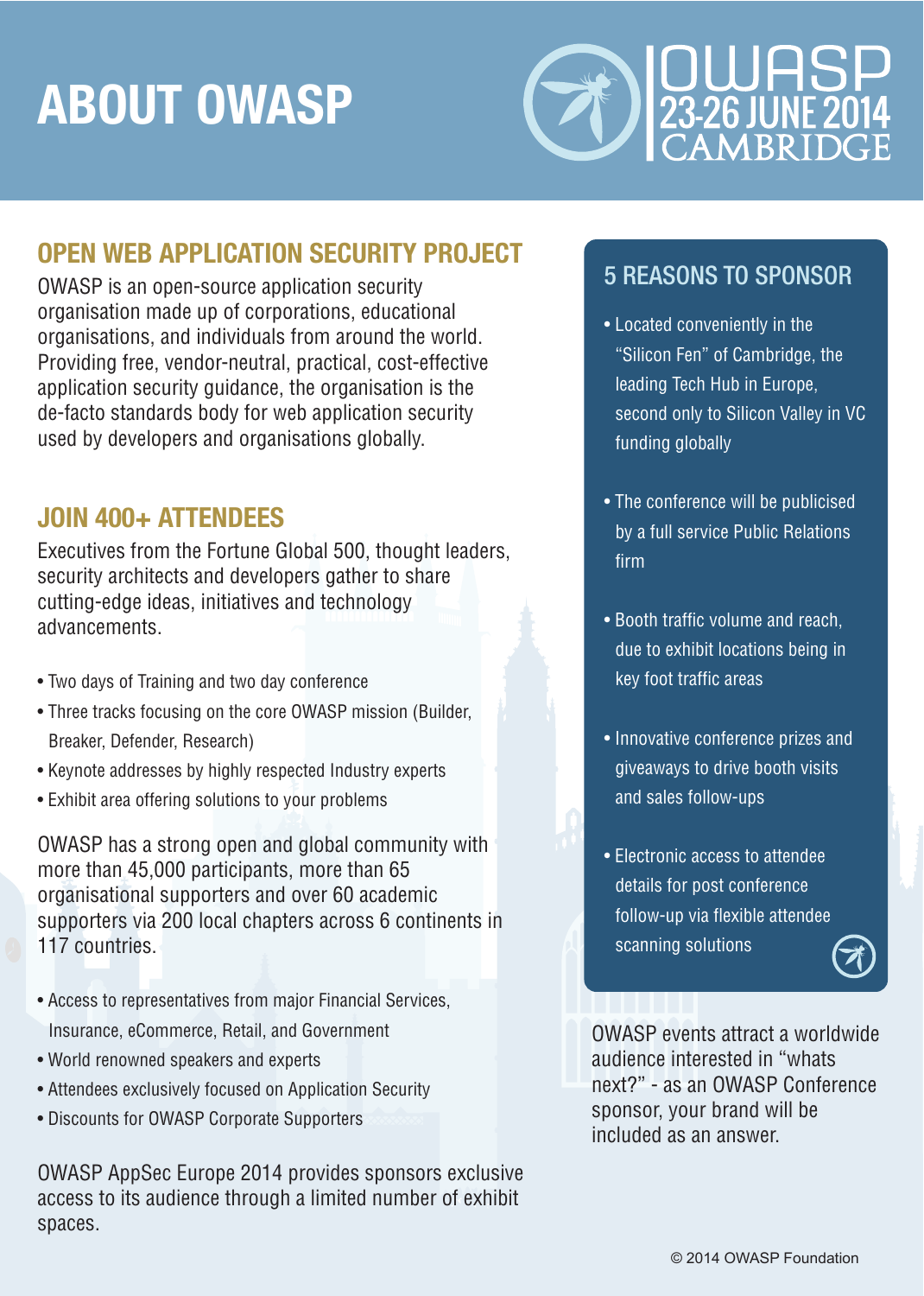# ABOUT OWASP

OWASP 23-26 JUNE 2014 CAMBRIDGE

## OPEN WEB APPLICATION SECURITY PROJECT

OWASP is an open-source application security organisation made up of corporations, educational organisations, and individuals from around the world. Providing free, vendor-neutral, practical, cost-effective application security guidance, the organisation is the de-facto standards body for web application security used by developers and organisations globally.

## JOIN 400+ ATTENDEES

Executives from the Fortune Global 500, thought leaders, security architects and developers gather to share cutting-edge ideas, initiatives and technology advancements.

- Two days of Training and two day conference
- Three tracks focusing on the core OWASP mission (Builder, Breaker, Defender, Research)
- Keynote addresses by highly respected Industry experts
- Exhibit area offering solutions to your problems

OWASP has a strong open and global community with more than 45,000 participants, more than 65 organisational supporters and over 60 academic supporters via 200 local chapters across 6 continents in 117 countries.

- Access to representatives from major Financial Services, Insurance, eCommerce, Retail, and Government
- World renowned speakers and experts
- Attendees exclusively focused on Application Security
- Discounts for OWASP Corporate Supporters

OWASP AppSec Europe 2014 provides sponsors exclusive access to its audience through a limited number of exhibit spaces.

## 5 REASONS TO SPONSOR

- Located conveniently in the "Silicon Fen" of Cambridge, the leading Tech Hub in Europe, second only to Silicon Valley in VC funding globally
- The conference will be publicised by a full service Public Relations firm
- Booth traffic volume and reach, due to exhibit locations being in key foot traffic areas
- Innovative conference prizes and giveaways to drive booth visits and sales follow-ups
- Electronic access to attendee details for post conference follow-up via flexible attendee scanning solutions

OWASP events attract a worldwide audience interested in "whats next?" - as an OWASP Conference sponsor, your brand will be included as an answer.

© 2014 OWASP Foundation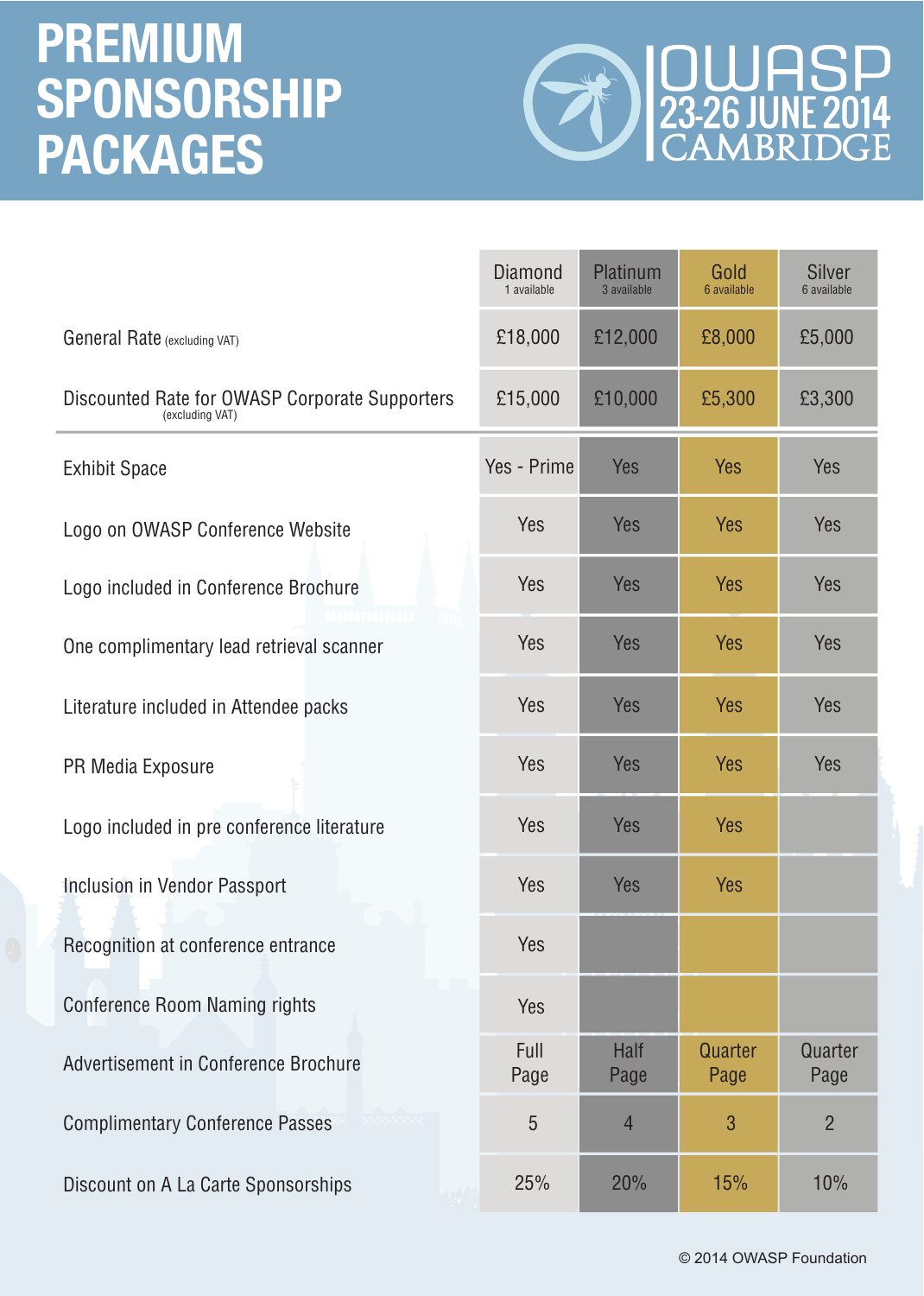# PREMIUM SPONSORSHIP PACKAGES

OWASP 23-26 JUNE 2014 CAMBRIDGE

| | Diamond (1 available) | Platinum (3 available) | Gold (6 available) | Silver (6 available) |
|---|---|---|---|---|
| General Rate (excluding VAT) | £18,000 | £12,000 | £8,000 | £5,000 |
| Discounted Rate for OWASP Corporate Supporters (excluding VAT) | £15,000 | £10,000 | £5,300 | £3,300 |
| Exhibit Space | Yes - Prime | Yes | Yes | Yes |
| Logo on OWASP Conference Website | Yes | Yes | Yes | Yes |
| Logo included in Conference Brochure | Yes | Yes | Yes | Yes |
| One complimentary lead retrieval scanner | Yes | Yes | Yes | Yes |
| Literature included in Attendee packs | Yes | Yes | Yes | Yes |
| PR Media Exposure | Yes | Yes | Yes | Yes |
| Logo included in pre conference literature | Yes | Yes | Yes | |
| Inclusion in Vendor Passport | Yes | Yes | Yes | |
| Recognition at conference entrance | Yes | | | |
| Conference Room Naming rights | Yes | | | |
| Advertisement in Conference Brochure | Full Page | Half Page | Quarter Page | Quarter Page |
| Complimentary Conference Passes | 5 | 4 | 3 | 2 |
| Discount on A La Carte Sponsorships | 25% | 20% | 15% | 10% |

© 2014 OWASP Foundation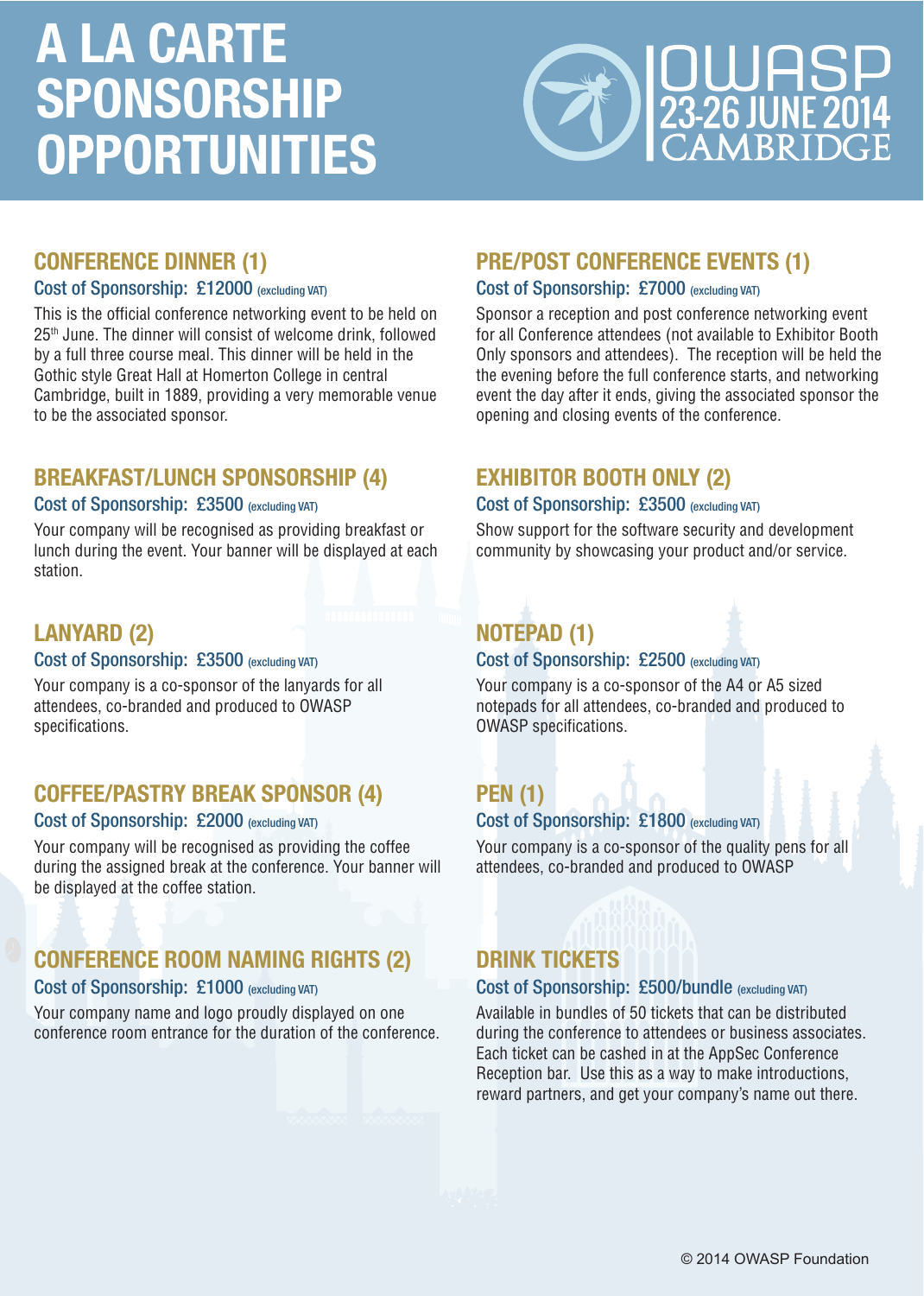# A LA CARTE SPONSORSHIP OPPORTUNITIES

OWASP
23-26 JUNE 2014
CAMBRIDGE

## CONFERENCE DINNER (1)

### Cost of Sponsorship: £12000 (excluding VAT)

This is the official conference networking event to be held on 25th June. The dinner will consist of welcome drink, followed by a full three course meal. This dinner will be held in the Gothic style Great Hall at Homerton College in central Cambridge, built in 1889, providing a very memorable venue to be the associated sponsor.

## BREAKFAST/LUNCH SPONSORSHIP (4)

### Cost of Sponsorship: £3500 (excluding VAT)

Your company will be recognised as providing breakfast or lunch during the event. Your banner will be displayed at each station.

## LANYARD (2)

### Cost of Sponsorship: £3500 (excluding VAT)

Your company is a co-sponsor of the lanyards for all attendees, co-branded and produced to OWASP specifications.

## COFFEE/PASTRY BREAK SPONSOR (4)

### Cost of Sponsorship: £2000 (excluding VAT)

Your company will be recognised as providing the coffee during the assigned break at the conference. Your banner will be displayed at the coffee station.

## CONFERENCE ROOM NAMING RIGHTS (2)

### Cost of Sponsorship: £1000 (excluding VAT)

Your company name and logo proudly displayed on one conference room entrance for the duration of the conference.

## PRE/POST CONFERENCE EVENTS (1)

### Cost of Sponsorship: £7000 (excluding VAT)

Sponsor a reception and post conference networking event for all Conference attendees (not available to Exhibitor Booth Only sponsors and attendees). The reception will be held the the evening before the full conference starts, and networking event the day after it ends, giving the associated sponsor the opening and closing events of the conference.

## EXHIBITOR BOOTH ONLY (2)

### Cost of Sponsorship: £3500 (excluding VAT)

Show support for the software security and development community by showcasing your product and/or service.

## NOTEPAD (1)

### Cost of Sponsorship: £2500 (excluding VAT)

Your company is a co-sponsor of the A4 or A5 sized notepads for all attendees, co-branded and produced to OWASP specifications.

## PEN (1)

### Cost of Sponsorship: £1800 (excluding VAT)

Your company is a co-sponsor of the quality pens for all attendees, co-branded and produced to OWASP

## DRINK TICKETS

### Cost of Sponsorship: £500/bundle (excluding VAT)

Available in bundles of 50 tickets that can be distributed during the conference to attendees or business associates. Each ticket can be cashed in at the AppSec Conference Reception bar. Use this as a way to make introductions, reward partners, and get your company's name out there.

© 2014 OWASP Foundation